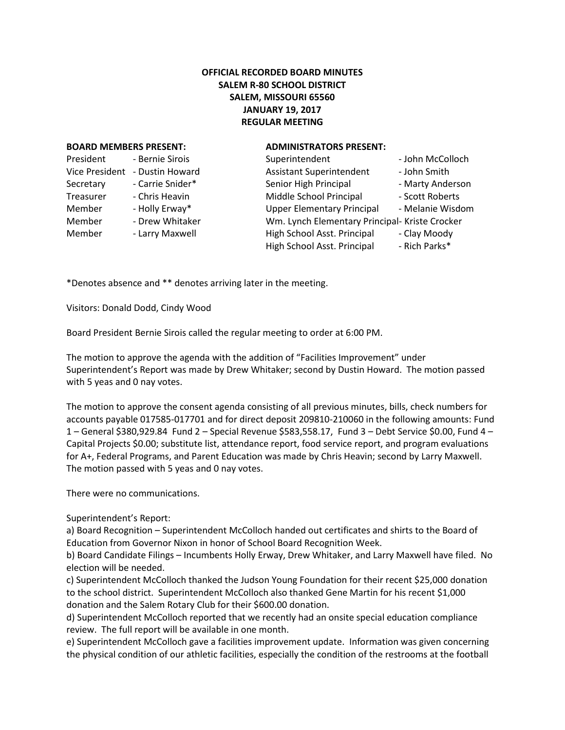**OFFICIAL RECORDED BOARD MINUTES**
**SALEM R-80 SCHOOL DISTRICT**
**SALEM, MISSOURI 65560**
**JANUARY 19, 2017**
**REGULAR MEETING**

**BOARD MEMBERS PRESENT:**

| | |
|---|---|
| President | - Bernie Sirois |
| Vice President | - Dustin Howard |
| Secretary | - Carrie Snider* |
| Treasurer | - Chris Heavin |
| Member | - Holly Erway* |
| Member | - Drew Whitaker |
| Member | - Larry Maxwell |

**ADMINISTRATORS PRESENT:**

| | |
|---|---|
| Superintendent | - John McColloch |
| Assistant Superintendent | - John Smith |
| Senior High Principal | - Marty Anderson |
| Middle School Principal | - Scott Roberts |
| Upper Elementary Principal | - Melanie Wisdom |
| Wm. Lynch Elementary Principal | - Kriste Crocker |
| High School Asst. Principal | - Clay Moody |
| High School Asst. Principal | - Rich Parks* |

*Denotes absence and ** denotes arriving later in the meeting.

Visitors: Donald Dodd, Cindy Wood

Board President Bernie Sirois called the regular meeting to order at 6:00 PM.

The motion to approve the agenda with the addition of "Facilities Improvement" under Superintendent's Report was made by Drew Whitaker; second by Dustin Howard. The motion passed with 5 yeas and 0 nay votes.

The motion to approve the consent agenda consisting of all previous minutes, bills, check numbers for accounts payable 017585-017701 and for direct deposit 209810-210060 in the following amounts: Fund 1 – General $380,929.84 Fund 2 – Special Revenue $583,558.17, Fund 3 – Debt Service $0.00, Fund 4 – Capital Projects $0.00; substitute list, attendance report, food service report, and program evaluations for A+, Federal Programs, and Parent Education was made by Chris Heavin; second by Larry Maxwell. The motion passed with 5 yeas and 0 nay votes.

There were no communications.

Superintendent's Report:

a) Board Recognition – Superintendent McColloch handed out certificates and shirts to the Board of Education from Governor Nixon in honor of School Board Recognition Week.
b) Board Candidate Filings – Incumbents Holly Erway, Drew Whitaker, and Larry Maxwell have filed. No election will be needed.
c) Superintendent McColloch thanked the Judson Young Foundation for their recent $25,000 donation to the school district. Superintendent McColloch also thanked Gene Martin for his recent $1,000 donation and the Salem Rotary Club for their $600.00 donation.
d) Superintendent McColloch reported that we recently had an onsite special education compliance review. The full report will be available in one month.
e) Superintendent McColloch gave a facilities improvement update. Information was given concerning the physical condition of our athletic facilities, especially the condition of the restrooms at the football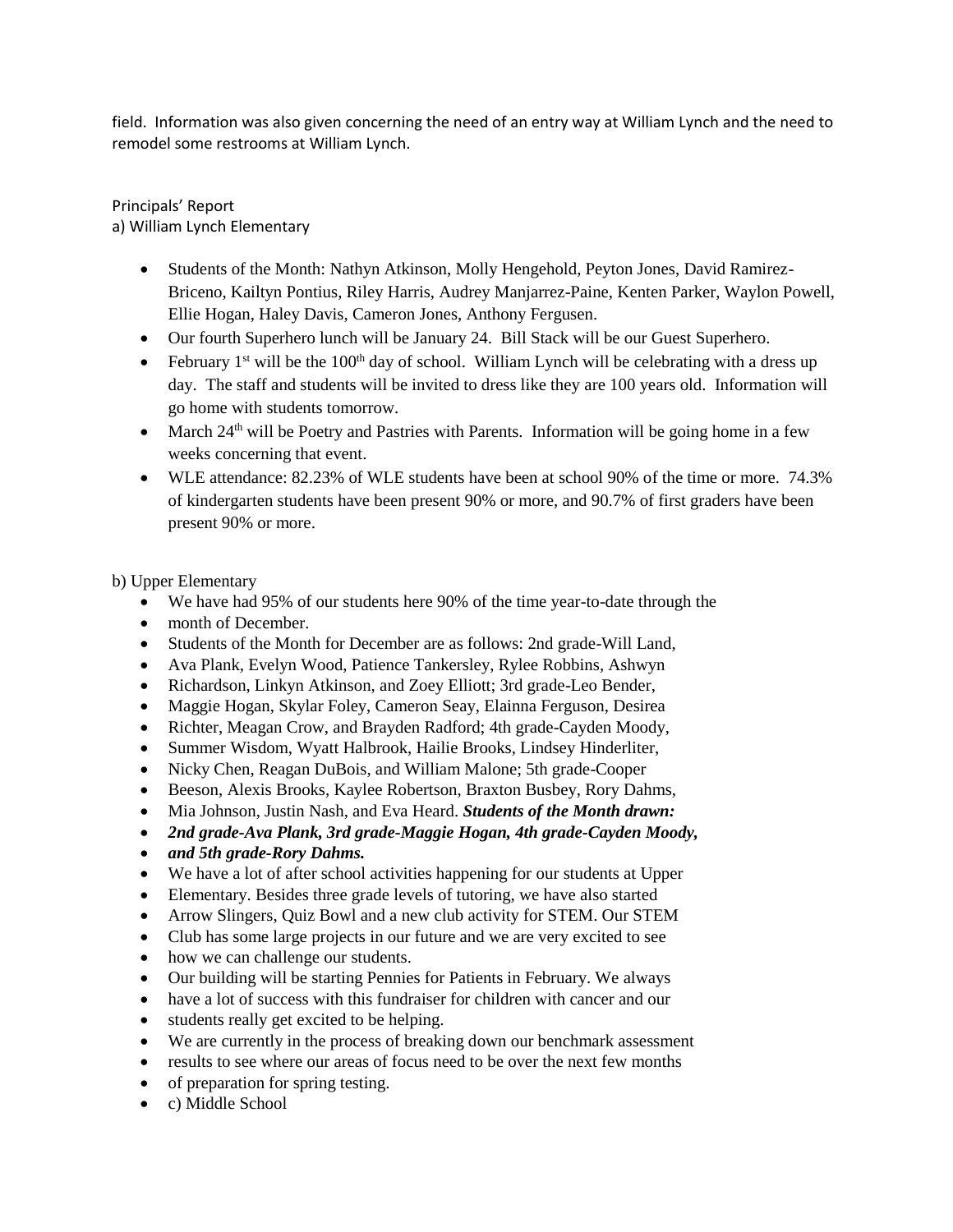field. Information was also given concerning the need of an entry way at William Lynch and the need to remodel some restrooms at William Lynch.

Principals' Report

a) William Lynch Elementary

- Students of the Month: Nathyn Atkinson, Molly Hengehold, Peyton Jones, David Ramirez-Briceno, Kailtyn Pontius, Riley Harris, Audrey Manjarrez-Paine, Kenten Parker, Waylon Powell, Ellie Hogan, Haley Davis, Cameron Jones, Anthony Fergusen.
- Our fourth Superhero lunch will be January 24. Bill Stack will be our Guest Superhero.
- February 1st will be the 100th day of school. William Lynch will be celebrating with a dress up day. The staff and students will be invited to dress like they are 100 years old. Information will go home with students tomorrow.
- March 24th will be Poetry and Pastries with Parents. Information will be going home in a few weeks concerning that event.
- WLE attendance: 82.23% of WLE students have been at school 90% of the time or more. 74.3% of kindergarten students have been present 90% or more, and 90.7% of first graders have been present 90% or more.

b) Upper Elementary

- We have had 95% of our students here 90% of the time year-to-date through the
- month of December.
- Students of the Month for December are as follows: 2nd grade-Will Land,
- Ava Plank, Evelyn Wood, Patience Tankersley, Rylee Robbins, Ashwyn
- Richardson, Linkyn Atkinson, and Zoey Elliott; 3rd grade-Leo Bender,
- Maggie Hogan, Skylar Foley, Cameron Seay, Elainna Ferguson, Desirea
- Richter, Meagan Crow, and Brayden Radford; 4th grade-Cayden Moody,
- Summer Wisdom, Wyatt Halbrook, Hailie Brooks, Lindsey Hinderliter,
- Nicky Chen, Reagan DuBois, and William Malone; 5th grade-Cooper
- Beeson, Alexis Brooks, Kaylee Robertson, Braxton Busbey, Rory Dahms,
- Mia Johnson, Justin Nash, and Eva Heard. ***Students of the Month drawn:***
- ***2nd grade-Ava Plank, 3rd grade-Maggie Hogan, 4th grade-Cayden Moody,***
- ***and 5th grade-Rory Dahms.***
- We have a lot of after school activities happening for our students at Upper
- Elementary. Besides three grade levels of tutoring, we have also started
- Arrow Slingers, Quiz Bowl and a new club activity for STEM. Our STEM
- Club has some large projects in our future and we are very excited to see
- how we can challenge our students.
- Our building will be starting Pennies for Patients in February. We always
- have a lot of success with this fundraiser for children with cancer and our
- students really get excited to be helping.
- We are currently in the process of breaking down our benchmark assessment
- results to see where our areas of focus need to be over the next few months
- of preparation for spring testing.
- c) Middle School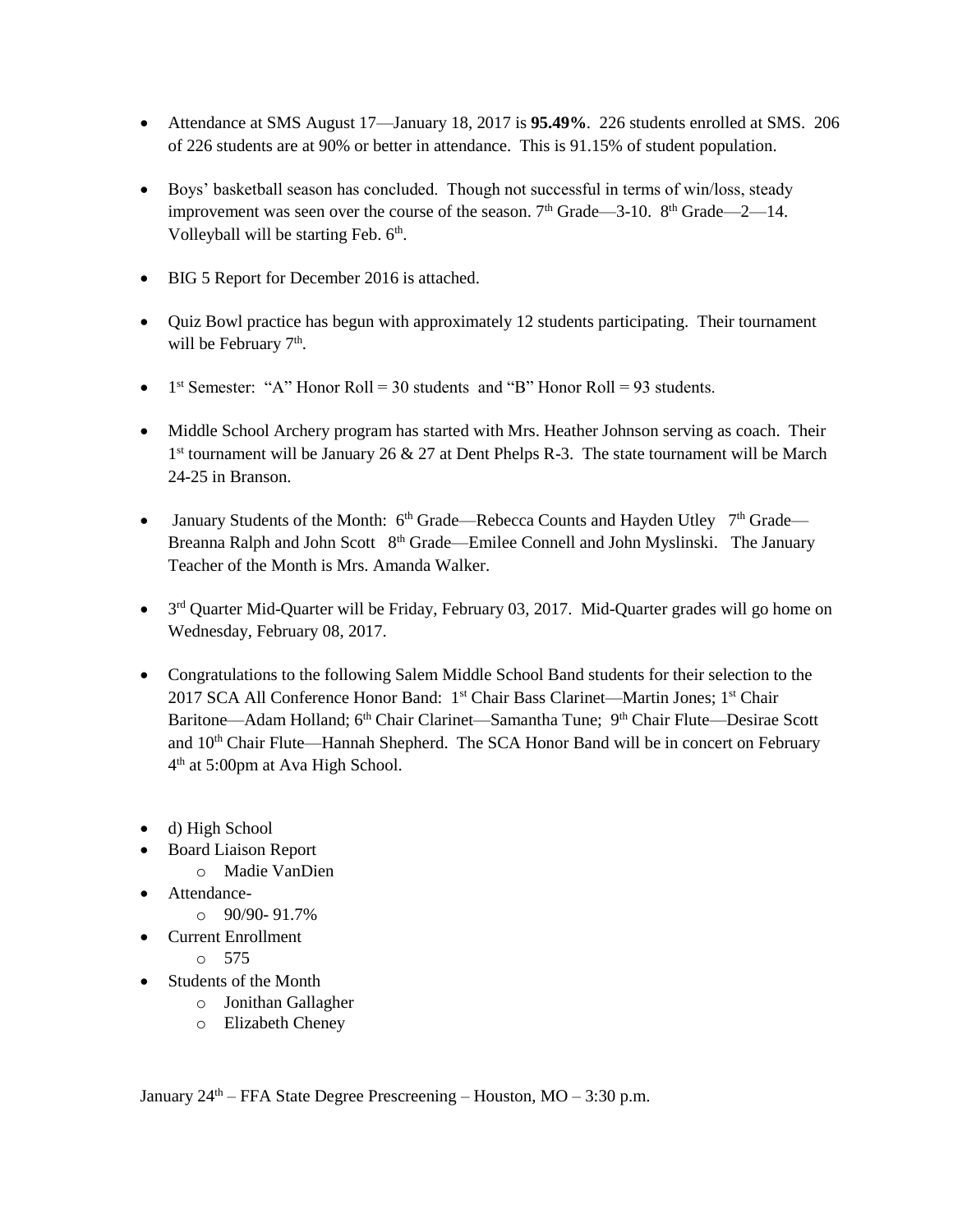- Attendance at SMS August 17—January 18, 2017 is **95.49%**. 226 students enrolled at SMS. 206 of 226 students are at 90% or better in attendance. This is 91.15% of student population.

- Boys' basketball season has concluded. Though not successful in terms of win/loss, steady improvement was seen over the course of the season. 7th Grade—3-10. 8th Grade—2—14. Volleyball will be starting Feb. 6th.

- BIG 5 Report for December 2016 is attached.

- Quiz Bowl practice has begun with approximately 12 students participating. Their tournament will be February 7th.

- 1st Semester: "A" Honor Roll = 30 students and "B" Honor Roll = 93 students.

- Middle School Archery program has started with Mrs. Heather Johnson serving as coach. Their 1st tournament will be January 26 & 27 at Dent Phelps R-3. The state tournament will be March 24-25 in Branson.

- January Students of the Month: 6th Grade—Rebecca Counts and Hayden Utley 7th Grade—Breanna Ralph and John Scott 8th Grade—Emilee Connell and John Myslinski. The January Teacher of the Month is Mrs. Amanda Walker.

- 3rd Quarter Mid-Quarter will be Friday, February 03, 2017. Mid-Quarter grades will go home on Wednesday, February 08, 2017.

- Congratulations to the following Salem Middle School Band students for their selection to the 2017 SCA All Conference Honor Band: 1st Chair Bass Clarinet—Martin Jones; 1st Chair Baritone—Adam Holland; 6th Chair Clarinet—Samantha Tune; 9th Chair Flute—Desirae Scott and 10th Chair Flute—Hannah Shepherd. The SCA Honor Band will be in concert on February 4th at 5:00pm at Ava High School.

- d) High School
- Board Liaison Report
  - Madie VanDien
- Attendance-
  - 90/90- 91.7%
- Current Enrollment
  - 575
- Students of the Month
  - Jonithan Gallagher
  - Elizabeth Cheney

January 24th – FFA State Degree Prescreening – Houston, MO – 3:30 p.m.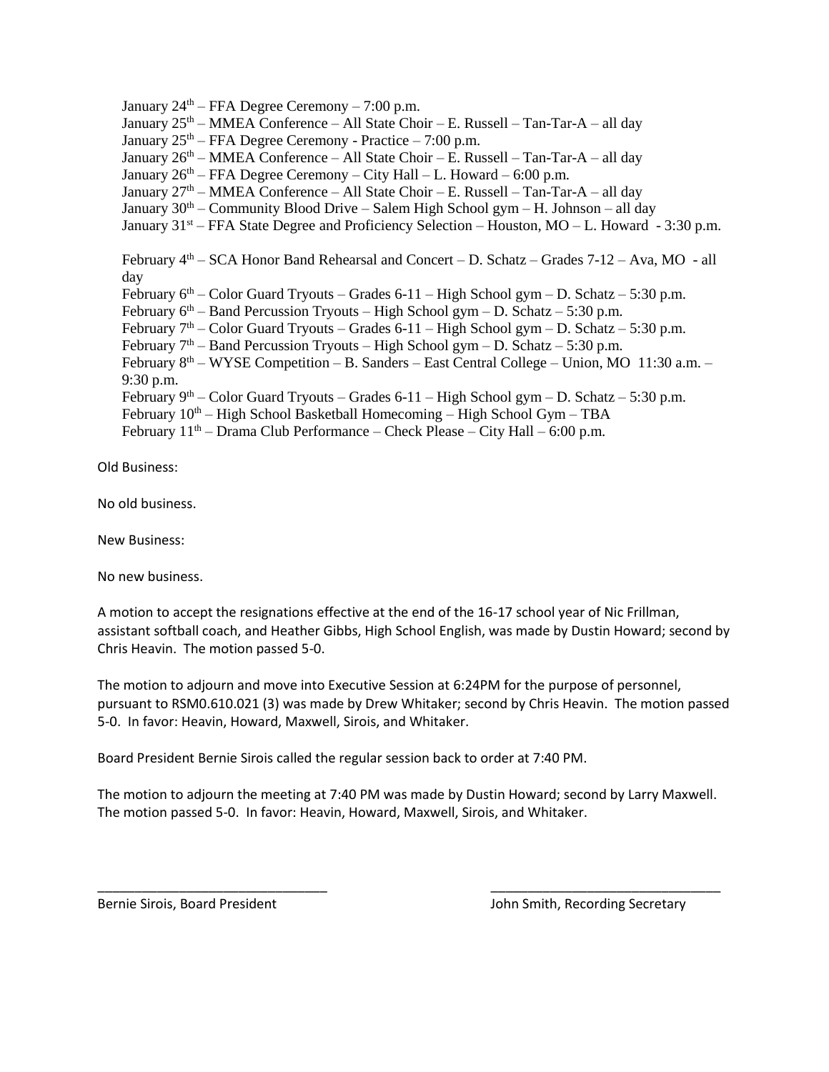January 24th – FFA Degree Ceremony – 7:00 p.m.
January 25th – MMEA Conference – All State Choir – E. Russell – Tan-Tar-A – all day
January 25th – FFA Degree Ceremony - Practice – 7:00 p.m.
January 26th – MMEA Conference – All State Choir – E. Russell – Tan-Tar-A – all day
January 26th – FFA Degree Ceremony – City Hall – L. Howard – 6:00 p.m.
January 27th – MMEA Conference – All State Choir – E. Russell – Tan-Tar-A – all day
January 30th – Community Blood Drive – Salem High School gym – H. Johnson – all day
January 31st – FFA State Degree and Proficiency Selection – Houston, MO – L. Howard - 3:30 p.m.

February 4th – SCA Honor Band Rehearsal and Concert – D. Schatz – Grades 7-12 – Ava, MO - all day
February 6th – Color Guard Tryouts – Grades 6-11 – High School gym – D. Schatz – 5:30 p.m.
February 6th – Band Percussion Tryouts – High School gym – D. Schatz – 5:30 p.m.
February 7th – Color Guard Tryouts – Grades 6-11 – High School gym – D. Schatz – 5:30 p.m.
February 7th – Band Percussion Tryouts – High School gym – D. Schatz – 5:30 p.m.
February 8th – WYSE Competition – B. Sanders – East Central College – Union, MO 11:30 a.m. – 9:30 p.m.
February 9th – Color Guard Tryouts – Grades 6-11 – High School gym – D. Schatz – 5:30 p.m.
February 10th – High School Basketball Homecoming – High School Gym – TBA
February 11th – Drama Club Performance – Check Please – City Hall – 6:00 p.m.

Old Business:

No old business.

New Business:

No new business.

A motion to accept the resignations effective at the end of the 16-17 school year of Nic Frillman, assistant softball coach, and Heather Gibbs, High School English, was made by Dustin Howard; second by Chris Heavin. The motion passed 5-0.

The motion to adjourn and move into Executive Session at 6:24PM for the purpose of personnel, pursuant to RSM0.610.021 (3) was made by Drew Whitaker; second by Chris Heavin. The motion passed 5-0. In favor: Heavin, Howard, Maxwell, Sirois, and Whitaker.

Board President Bernie Sirois called the regular session back to order at 7:40 PM.

The motion to adjourn the meeting at 7:40 PM was made by Dustin Howard; second by Larry Maxwell. The motion passed 5-0. In favor: Heavin, Howard, Maxwell, Sirois, and Whitaker.

_______________________________ _______________________________
Bernie Sirois, Board President John Smith, Recording Secretary